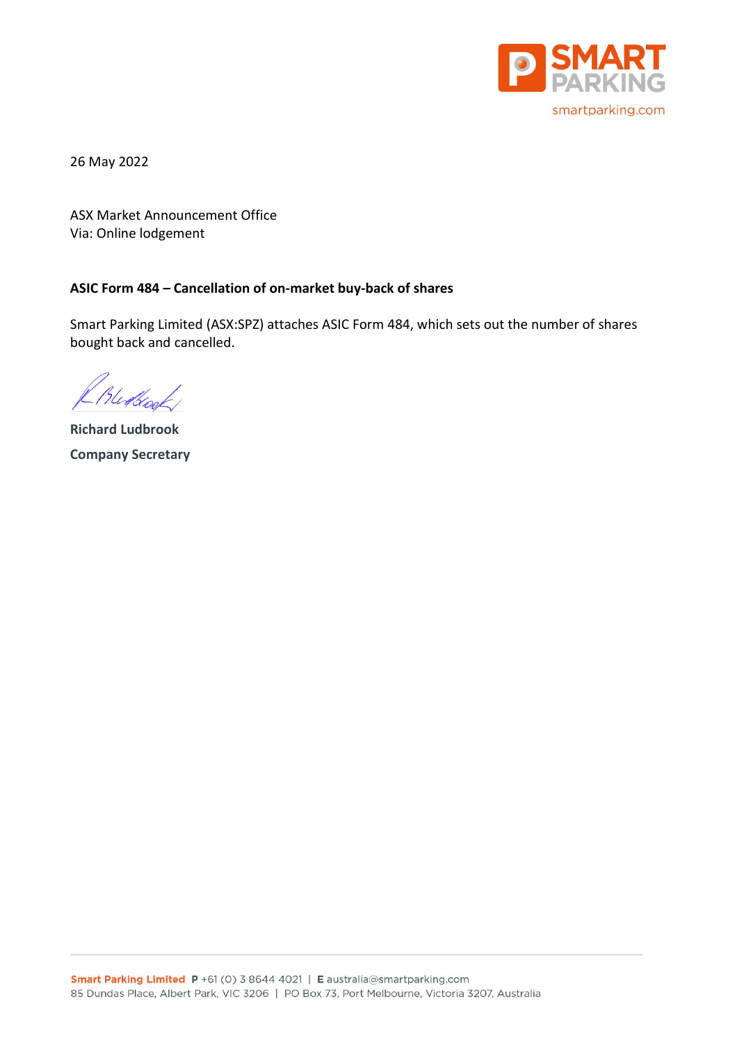26 May 2022

ASX Market Announcement Office
Via: Online lodgement

**ASIC Form 484 – Cancellation of on-market buy-back of shares**

Smart Parking Limited (ASX:SPZ) attaches ASIC Form 484, which sets out the number of shares bought back and cancelled.

**Richard Ludbrook**

**Company Secretary**

**Smart Parking Limited** P +61 (0) 3 8644 4021 | E australia@smartparking.com
85 Dundas Place, Albert Park, VIC 3206 | PO Box 73, Port Melbourne, Victoria 3207, Australia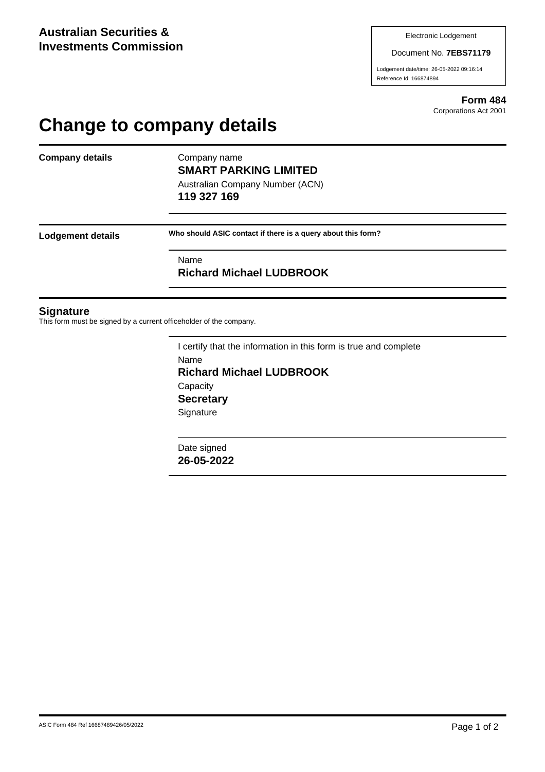**Australian Securities & Investments Commission**

Electronic Lodgement

Document No. **7EBS71179**

Lodgement date/time: 26-05-2022 09:16:14

Reference Id: 166874894

**Form 484**

Corporations Act 2001

# Change to company details

**Company details**

Company name

**SMART PARKING LIMITED**

Australian Company Number (ACN)

**119 327 169**

**Lodgement details**

**Who should ASIC contact if there is a query about this form?**

Name

**Richard Michael LUDBROOK**

## Signature

This form must be signed by a current officeholder of the company.

I certify that the information in this form is true and complete

Name

**Richard Michael LUDBROOK**

Capacity

**Secretary**

Signature

Date signed

**26-05-2022**

ASIC Form 484 Ref 16687489426/05/2022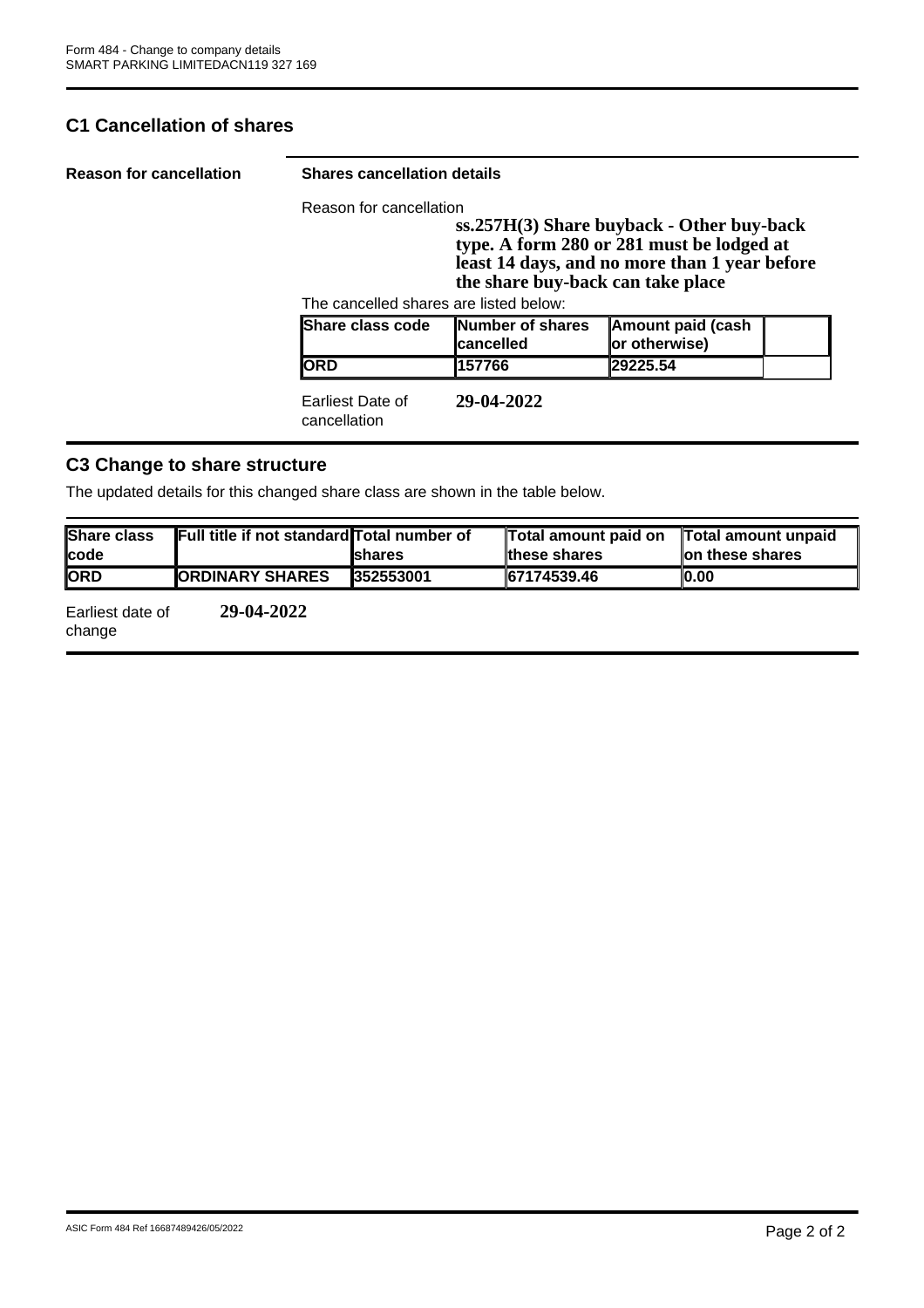## C1 Cancellation of shares

**Reason for cancellation**

**Shares cancellation details**

Reason for cancellation **ss.257H(3) Share buyback - Other buy-back type. A form 280 or 281 must be lodged at least 14 days, and no more than 1 year before the share buy-back can take place**

The cancelled shares are listed below:

| Share class code | Number of shares cancelled | Amount paid (cash or otherwise) | |
|---|---|---|---|
| ORD | 157766 | 29225.54 | |

Earliest Date of cancellation **29-04-2022**

## C3 Change to share structure

The updated details for this changed share class are shown in the table below.

| Share class code | Full title if not standard | Total number of shares | Total amount paid on these shares | Total amount unpaid on these shares |
|---|---|---|---|---|
| ORD | ORDINARY SHARES | 352553001 | 67174539.46 | 0.00 |

Earliest date of change **29-04-2022**